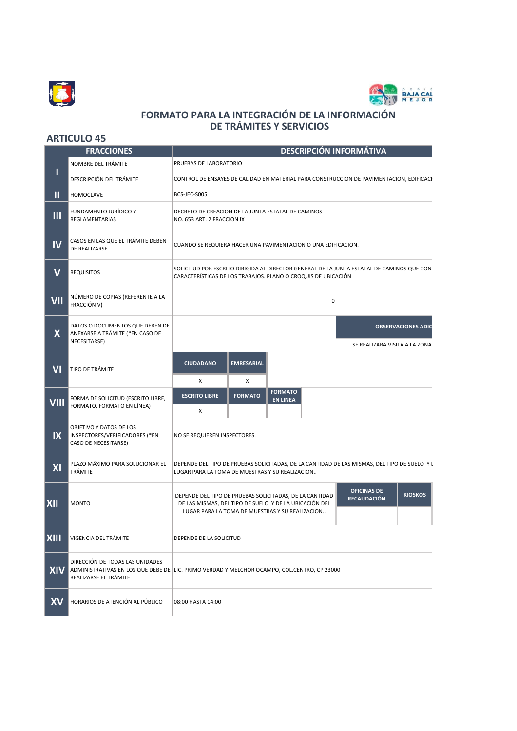# FORMATO PARA LA INTEGRACIÓN DE LA INFORMACIÓN DE TRÁMITES Y SERVICIOS

## ARTICULO 45

| FRACCIONES | | DESCRIPCIÓN INFORMÁTIVA | | | | |
|---|---|---|---|---|---|---|
| I | NOMBRE DEL TRÁMITE | PRUEBAS DE LABORATORIO | | | | |
| | DESCRIPCIÓN DEL TRÁMITE | CONTROL DE ENSAYES DE CALIDAD EN MATERIAL PARA CONSTRUCCION DE PAVIMENTACION, EDIFICACI | | | | |
| II | HOMOCLAVE | BCS-JEC-S005 | | | | |
| III | FUNDAMENTO JURÍDICO Y REGLAMENTARIAS | DECRETO DE CREACION DE LA JUNTA ESTATAL DE CAMINOS NO. 653 ART. 2 FRACCION IX | | | | |
| IV | CASOS EN LAS QUE EL TRÁMITE DEBEN DE REALIZARSE | CUANDO SE REQUIERA HACER UNA PAVIMENTACION O UNA EDIFICACION. | | | | |
| V | REQUISITOS | SOLICITUD POR ESCRITO DIRIGIDA AL DIRECTOR GENERAL DE LA JUNTA ESTATAL DE CAMINOS QUE CON CARACTERÍSTICAS DE LOS TRABAJOS. PLANO O CROQUIS DE UBICACIÓN | | | | |
| VII | NÚMERO DE COPIAS (REFERENTE A LA FRACCIÓN V) | 0 | | | | |
| X | DATOS O DOCUMENTOS QUE DEBEN DE ANEXARSE A TRÁMITE (*EN CASO DE NECESITARSE) | | | | OBSERVACIONES ADIC | |
| | | | | | SE REALIZARA VISITA A LA ZONA | |
| VI | TIPO DE TRÁMITE | CIUDADANO | EMRESARIAL | | | |
| | | X | X | | | |
| VIII | FORMA DE SOLICITUD (ESCRITO LIBRE, FORMATO, FORMATO EN LÍNEA) | ESCRITO LIBRE | FORMATO | FORMATO EN LINEA | | |
| | | X | | | | |
| IX | OBJETIVO Y DATOS DE LOS INSPECTORES/VERIFICADORES (*EN CASO DE NECESITARSE) | NO SE REQUIEREN INSPECTORES. | | | | |
| XI | PLAZO MÁXIMO PARA SOLUCIONAR EL TRÁMITE | DEPENDE DEL TIPO DE PRUEBAS SOLICITADAS, DE LA CANTIDAD DE LAS MISMAS, DEL TIPO DE SUELO Y D LUGAR PARA LA TOMA DE MUESTRAS Y SU REALIZACION.. | | | | |
| XII | MONTO | DEPENDE DEL TIPO DE PRUEBAS SOLICITADAS, DE LA CANTIDAD DE LAS MISMAS, DEL TIPO DE SUELO Y DE LA UBICACIÓN DEL LUGAR PARA LA TOMA DE MUESTRAS Y SU REALIZACION.. | | | OFICINAS DE RECAUDACIÓN | KIOSKOS |
| | | | | | | |
| XIII | VIGENCIA DEL TRÁMITE | DEPENDE DE LA SOLICITUD | | | | |
| XIV | DIRECCIÓN DE TODAS LAS UNIDADES ADMINISTRATIVAS EN LOS QUE DEBE DE REALIZARSE EL TRÁMITE | LIC. PRIMO VERDAD Y MELCHOR OCAMPO, COL.CENTRO, CP 23000 | | | | |
| XV | HORARIOS DE ATENCIÓN AL PÚBLICO | 08:00 HASTA 14:00 | | | | |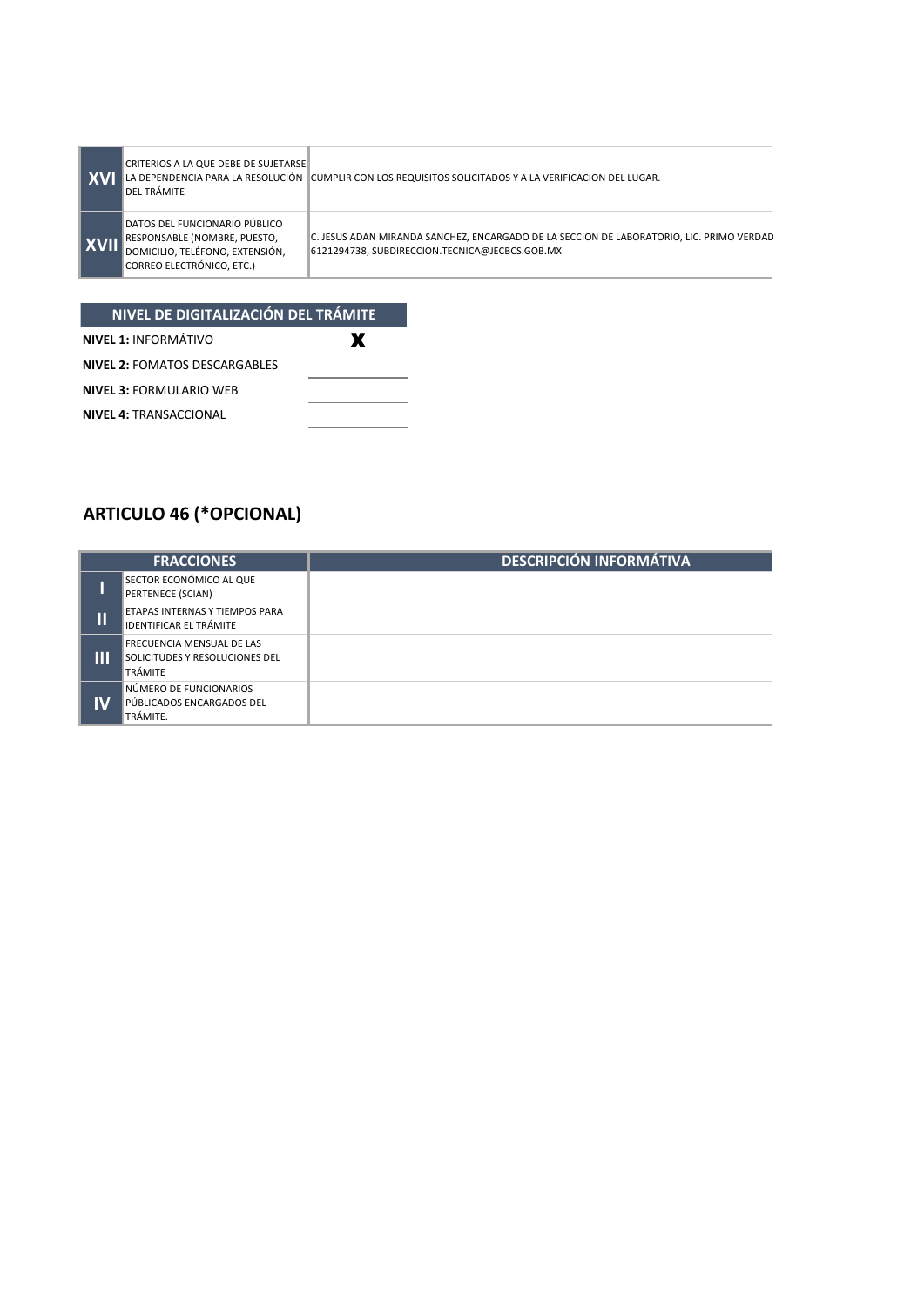| | | |
|---|---|---|
| **XVI** | CRITERIOS A LA QUE DEBE DE SUJETARSE LA DEPENDENCIA PARA LA RESOLUCIÓN DEL TRÁMITE | CUMPLIR CON LOS REQUISITOS SOLICITADOS Y A LA VERIFICACION DEL LUGAR. |
| **XVII** | DATOS DEL FUNCIONARIO PÚBLICO RESPONSABLE (NOMBRE, PUESTO, DOMICILIO, TELÉFONO, EXTENSIÓN, CORREO ELECTRÓNICO, ETC.) | C. JESUS ADAN MIRANDA SANCHEZ, ENCARGADO DE LA SECCION DE LABORATORIO, LIC. PRIMO VERDAD 6121294738, SUBDIRECCION.TECNICA@JECBCS.GOB.MX |

| NIVEL DE DIGITALIZACIÓN DEL TRÁMITE | |
|---|---|
| **NIVEL 1:** INFORMÁTIVO | X |
| **NIVEL 2:** FOMATOS DESCARGABLES | |
| **NIVEL 3:** FORMULARIO WEB | |
| **NIVEL 4:** TRANSACCIONAL | |

## ARTICULO 46 (*OPCIONAL)

| FRACCIONES | | DESCRIPCIÓN INFORMÁTIVA |
|---|---|---|
| **I** | SECTOR ECONÓMICO AL QUE PERTENECE (SCIAN) | |
| **II** | ETAPAS INTERNAS Y TIEMPOS PARA IDENTIFICAR EL TRÁMITE | |
| **III** | FRECUENCIA MENSUAL DE LAS SOLICITUDES Y RESOLUCIONES DEL TRÁMITE | |
| **IV** | NÚMERO DE FUNCIONARIOS PÚBLICADOS ENCARGADOS DEL TRÁMITE. | |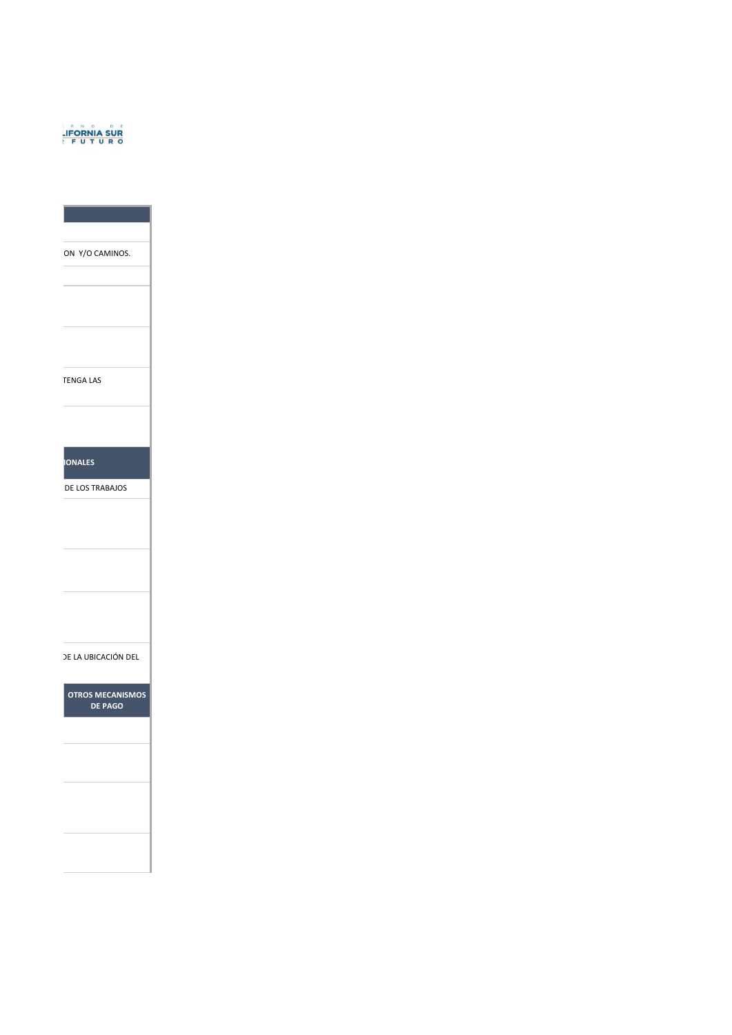ːIFORNIA SUR
: F U T U R O

| |
|---|
| |
| ON Y/O CAMINOS. |
| |
| |
| |
| TENGA LAS |
| |
| **IONALES** |
| DE LOS TRABAJOS |
| |
| |
| |
| ƆE LA UBICACIÓN DEL |
| **OTROS MECANISMOS DE PAGO** |
| |
| |
| |
| |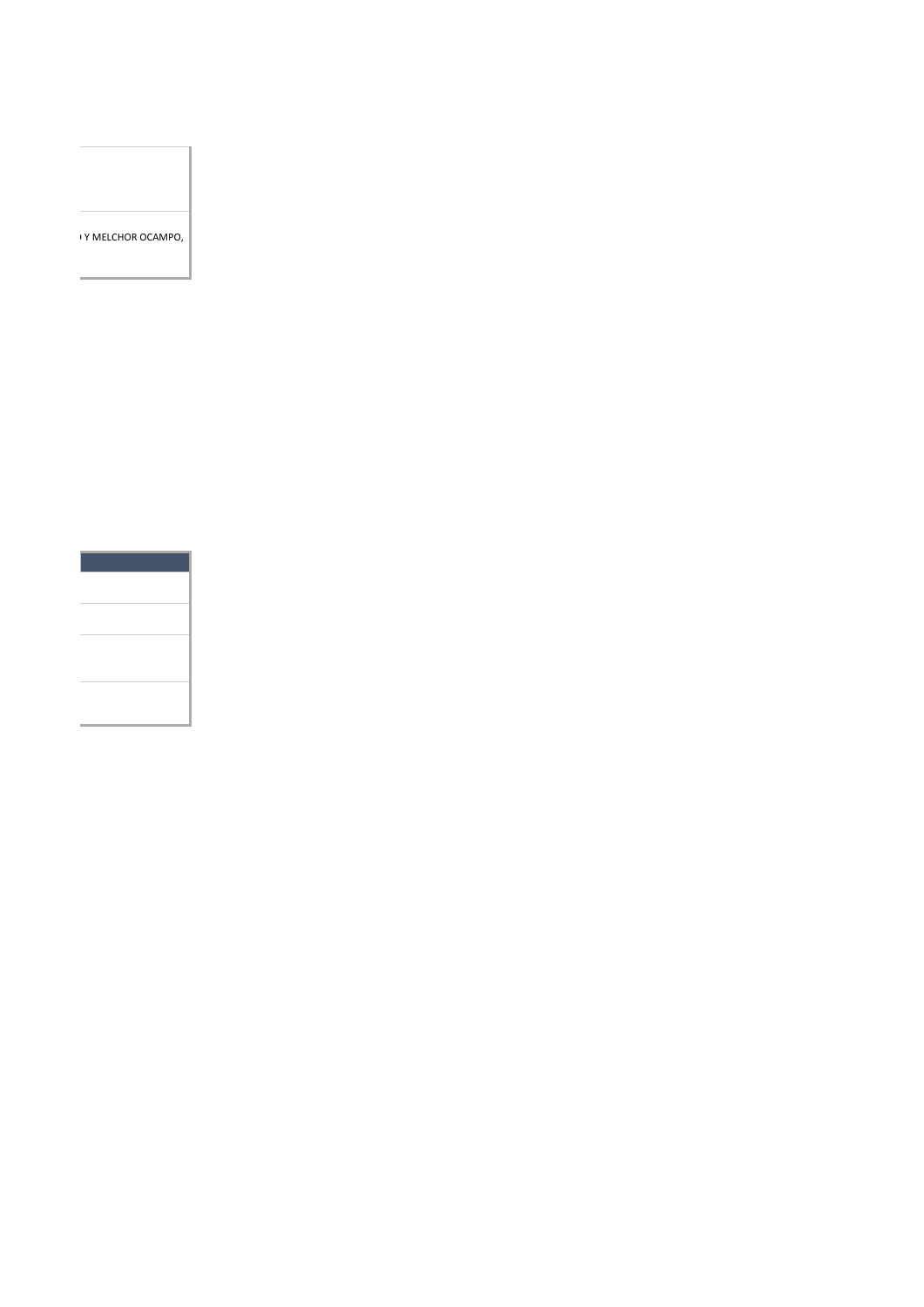| |
|---|
| |
| Y MELCHOR OCAMPO, |

| |
|---|
| |
| |
| |
| |